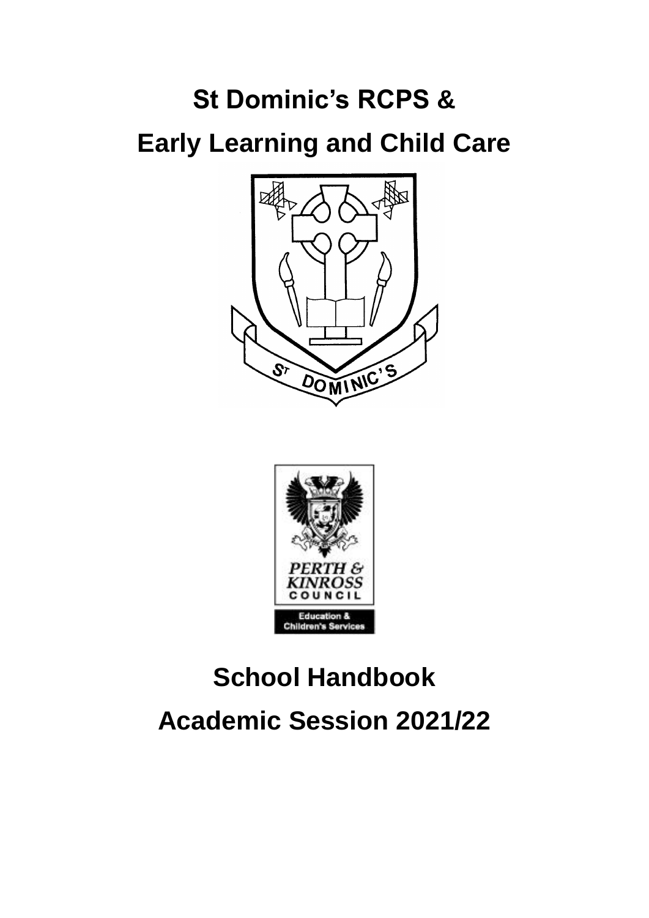# St Dominic's RCPS &

# Early Learning and Child Care

# School Handbook

# Academic Session 2021/22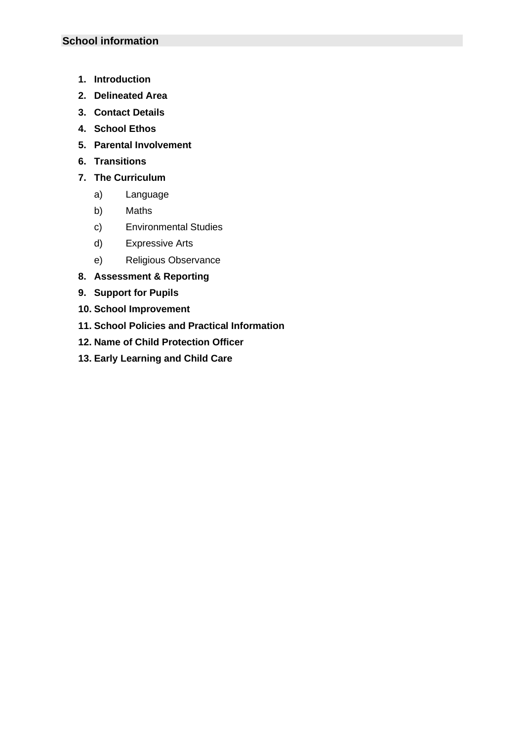## School information

1. **Introduction**
2. **Delineated Area**
3. **Contact Details**
4. **School Ethos**
5. **Parental Involvement**
6. **Transitions**
7. **The Curriculum**
   a) Language
   b) Maths
   c) Environmental Studies
   d) Expressive Arts
   e) Religious Observance
8. **Assessment & Reporting**
9. **Support for Pupils**
10. **School Improvement**
11. **School Policies and Practical Information**
12. **Name of Child Protection Officer**
13. **Early Learning and Child Care**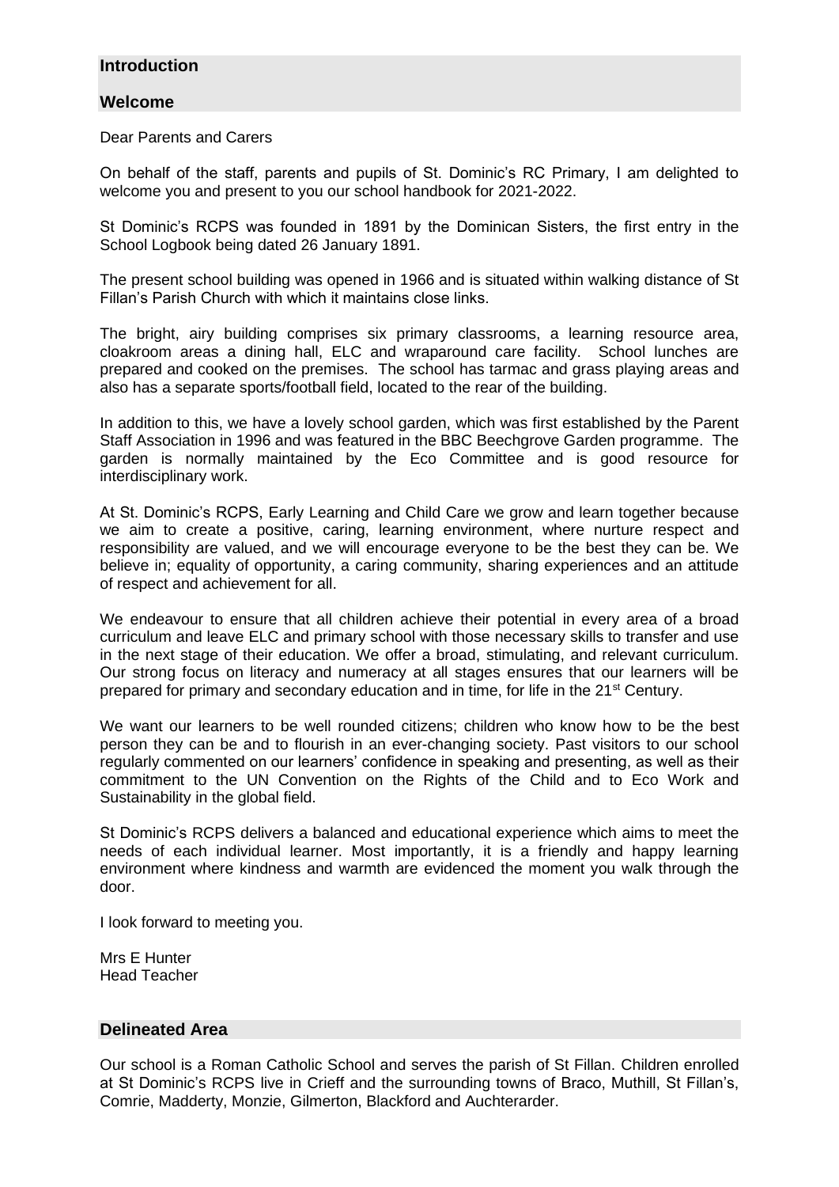## Introduction

### Welcome

Dear Parents and Carers

On behalf of the staff, parents and pupils of St. Dominic's RC Primary, I am delighted to welcome you and present to you our school handbook for 2021-2022.

St Dominic's RCPS was founded in 1891 by the Dominican Sisters, the first entry in the School Logbook being dated 26 January 1891.

The present school building was opened in 1966 and is situated within walking distance of St Fillan's Parish Church with which it maintains close links.

The bright, airy building comprises six primary classrooms, a learning resource area, cloakroom areas a dining hall, ELC and wraparound care facility. School lunches are prepared and cooked on the premises. The school has tarmac and grass playing areas and also has a separate sports/football field, located to the rear of the building.

In addition to this, we have a lovely school garden, which was first established by the Parent Staff Association in 1996 and was featured in the BBC Beechgrove Garden programme. The garden is normally maintained by the Eco Committee and is good resource for interdisciplinary work.

At St. Dominic's RCPS, Early Learning and Child Care we grow and learn together because we aim to create a positive, caring, learning environment, where nurture respect and responsibility are valued, and we will encourage everyone to be the best they can be. We believe in; equality of opportunity, a caring community, sharing experiences and an attitude of respect and achievement for all.

We endeavour to ensure that all children achieve their potential in every area of a broad curriculum and leave ELC and primary school with those necessary skills to transfer and use in the next stage of their education. We offer a broad, stimulating, and relevant curriculum. Our strong focus on literacy and numeracy at all stages ensures that our learners will be prepared for primary and secondary education and in time, for life in the 21st Century.

We want our learners to be well rounded citizens; children who know how to be the best person they can be and to flourish in an ever-changing society. Past visitors to our school regularly commented on our learners' confidence in speaking and presenting, as well as their commitment to the UN Convention on the Rights of the Child and to Eco Work and Sustainability in the global field.

St Dominic's RCPS delivers a balanced and educational experience which aims to meet the needs of each individual learner. Most importantly, it is a friendly and happy learning environment where kindness and warmth are evidenced the moment you walk through the door.

I look forward to meeting you.

Mrs E Hunter
Head Teacher

### Delineated Area

Our school is a Roman Catholic School and serves the parish of St Fillan. Children enrolled at St Dominic's RCPS live in Crieff and the surrounding towns of Braco, Muthill, St Fillan's, Comrie, Madderty, Monzie, Gilmerton, Blackford and Auchterarder.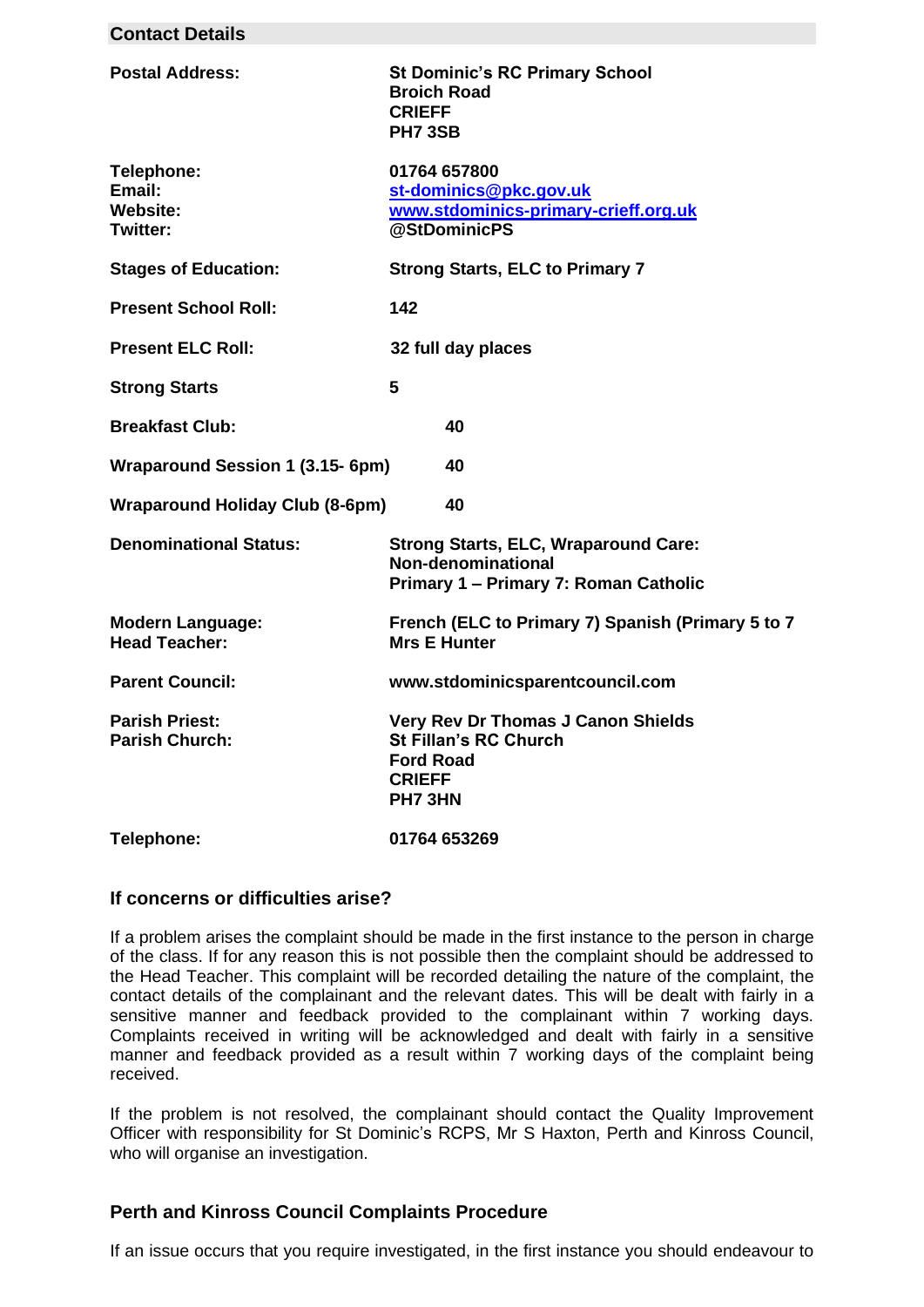## Contact Details

| | |
|---|---|
| **Postal Address:** | **St Dominic's RC Primary School**<br>**Broich Road**<br>**CRIEFF**<br>**PH7 3SB** |
| **Telephone:** | **01764 657800** |
| **Email:** | **st-dominics@pkc.gov.uk** |
| **Website:** | **www.stdominics-primary-crieff.org.uk** |
| **Twitter:** | **@StDominicPS** |
| **Stages of Education:** | **Strong Starts, ELC to Primary 7** |
| **Present School Roll:** | **142** |
| **Present ELC Roll:** | **32 full day places** |
| **Strong Starts** | **5** |
| **Breakfast Club:** | **40** |
| **Wraparound Session 1 (3.15- 6pm)** | **40** |
| **Wraparound Holiday Club (8-6pm)** | **40** |
| **Denominational Status:** | **Strong Starts, ELC, Wraparound Care: Non-denominational**<br>**Primary 1 – Primary 7: Roman Catholic** |
| **Modern Language:** | **French (ELC to Primary 7) Spanish (Primary 5 to 7** |
| **Head Teacher:** | **Mrs E Hunter** |
| **Parent Council:** | **www.stdominicsparentcouncil.com** |
| **Parish Priest:** | **Very Rev Dr Thomas J Canon Shields** |
| **Parish Church:** | **St Fillan's RC Church**<br>**Ford Road**<br>**CRIEFF**<br>**PH7 3HN** |
| **Telephone:** | **01764 653269** |

### If concerns or difficulties arise?

If a problem arises the complaint should be made in the first instance to the person in charge of the class. If for any reason this is not possible then the complaint should be addressed to the Head Teacher. This complaint will be recorded detailing the nature of the complaint, the contact details of the complainant and the relevant dates. This will be dealt with fairly in a sensitive manner and feedback provided to the complainant within 7 working days. Complaints received in writing will be acknowledged and dealt with fairly in a sensitive manner and feedback provided as a result within 7 working days of the complaint being received.

If the problem is not resolved, the complainant should contact the Quality Improvement Officer with responsibility for St Dominic's RCPS, Mr S Haxton, Perth and Kinross Council, who will organise an investigation.

### Perth and Kinross Council Complaints Procedure

If an issue occurs that you require investigated, in the first instance you should endeavour to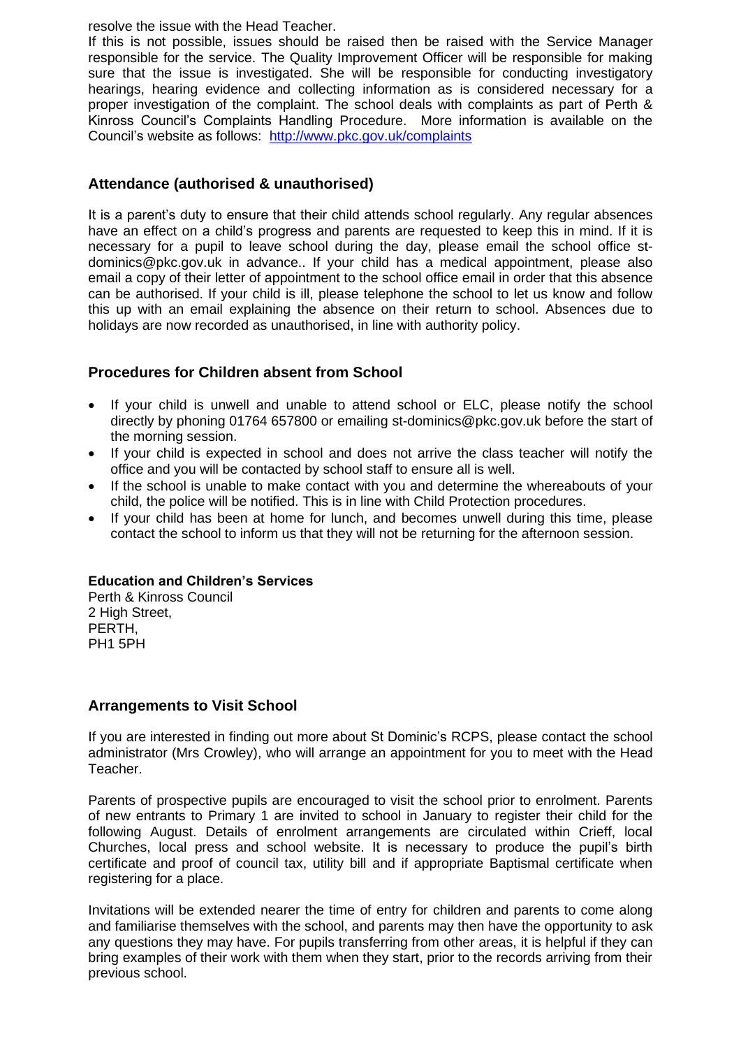resolve the issue with the Head Teacher.

If this is not possible, issues should be raised then be raised with the Service Manager responsible for the service. The Quality Improvement Officer will be responsible for making sure that the issue is investigated. She will be responsible for conducting investigatory hearings, hearing evidence and collecting information as is considered necessary for a proper investigation of the complaint. The school deals with complaints as part of Perth & Kinross Council's Complaints Handling Procedure. More information is available on the Council's website as follows: [http://www.pkc.gov.uk/complaints](http://www.pkc.gov.uk/complaints)

## Attendance (authorised & unauthorised)

It is a parent's duty to ensure that their child attends school regularly. Any regular absences have an effect on a child's progress and parents are requested to keep this in mind. If it is necessary for a pupil to leave school during the day, please email the school office st-dominics@pkc.gov.uk in advance.. If your child has a medical appointment, please also email a copy of their letter of appointment to the school office email in order that this absence can be authorised. If your child is ill, please telephone the school to let us know and follow this up with an email explaining the absence on their return to school. Absences due to holidays are now recorded as unauthorised, in line with authority policy.

## Procedures for Children absent from School

- If your child is unwell and unable to attend school or ELC, please notify the school directly by phoning 01764 657800 or emailing st-dominics@pkc.gov.uk before the start of the morning session.
- If your child is expected in school and does not arrive the class teacher will notify the office and you will be contacted by school staff to ensure all is well.
- If the school is unable to make contact with you and determine the whereabouts of your child, the police will be notified. This is in line with Child Protection procedures.
- If your child has been at home for lunch, and becomes unwell during this time, please contact the school to inform us that they will not be returning for the afternoon session.

**Education and Children's Services**
Perth & Kinross Council
2 High Street,
PERTH,
PH1 5PH

## Arrangements to Visit School

If you are interested in finding out more about St Dominic's RCPS, please contact the school administrator (Mrs Crowley), who will arrange an appointment for you to meet with the Head Teacher.

Parents of prospective pupils are encouraged to visit the school prior to enrolment. Parents of new entrants to Primary 1 are invited to school in January to register their child for the following August. Details of enrolment arrangements are circulated within Crieff, local Churches, local press and school website. It is necessary to produce the pupil's birth certificate and proof of council tax, utility bill and if appropriate Baptismal certificate when registering for a place.

Invitations will be extended nearer the time of entry for children and parents to come along and familiarise themselves with the school, and parents may then have the opportunity to ask any questions they may have. For pupils transferring from other areas, it is helpful if they can bring examples of their work with them when they start, prior to the records arriving from their previous school.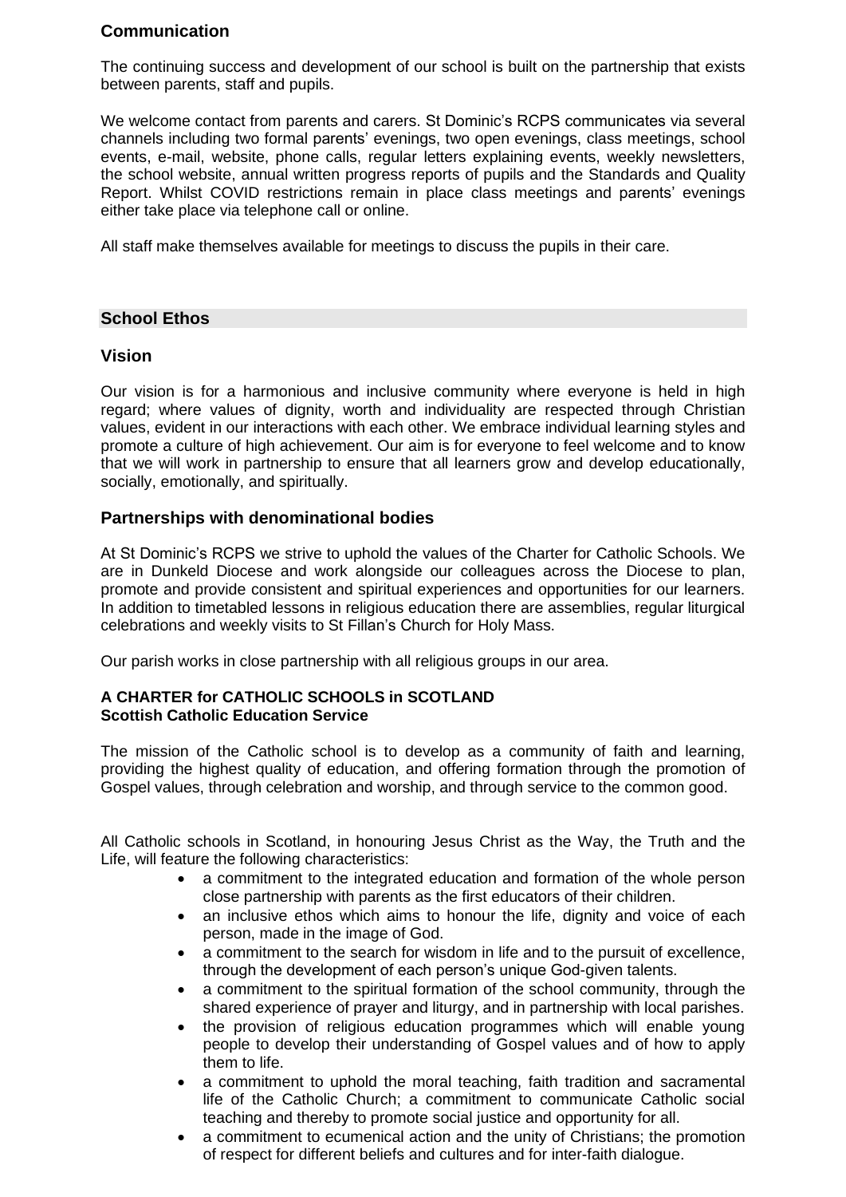## Communication

The continuing success and development of our school is built on the partnership that exists between parents, staff and pupils.

We welcome contact from parents and carers. St Dominic's RCPS communicates via several channels including two formal parents' evenings, two open evenings, class meetings, school events, e-mail, website, phone calls, regular letters explaining events, weekly newsletters, the school website, annual written progress reports of pupils and the Standards and Quality Report. Whilst COVID restrictions remain in place class meetings and parents' evenings either take place via telephone call or online.

All staff make themselves available for meetings to discuss the pupils in their care.

## School Ethos

### Vision

Our vision is for a harmonious and inclusive community where everyone is held in high regard; where values of dignity, worth and individuality are respected through Christian values, evident in our interactions with each other. We embrace individual learning styles and promote a culture of high achievement. Our aim is for everyone to feel welcome and to know that we will work in partnership to ensure that all learners grow and develop educationally, socially, emotionally, and spiritually.

### Partnerships with denominational bodies

At St Dominic's RCPS we strive to uphold the values of the Charter for Catholic Schools. We are in Dunkeld Diocese and work alongside our colleagues across the Diocese to plan, promote and provide consistent and spiritual experiences and opportunities for our learners. In addition to timetabled lessons in religious education there are assemblies, regular liturgical celebrations and weekly visits to St Fillan's Church for Holy Mass.

Our parish works in close partnership with all religious groups in our area.

**A CHARTER for CATHOLIC SCHOOLS in SCOTLAND**
**Scottish Catholic Education Service**

The mission of the Catholic school is to develop as a community of faith and learning, providing the highest quality of education, and offering formation through the promotion of Gospel values, through celebration and worship, and through service to the common good.

All Catholic schools in Scotland, in honouring Jesus Christ as the Way, the Truth and the Life, will feature the following characteristics:

- a commitment to the integrated education and formation of the whole person close partnership with parents as the first educators of their children.
- an inclusive ethos which aims to honour the life, dignity and voice of each person, made in the image of God.
- a commitment to the search for wisdom in life and to the pursuit of excellence, through the development of each person's unique God-given talents.
- a commitment to the spiritual formation of the school community, through the shared experience of prayer and liturgy, and in partnership with local parishes.
- the provision of religious education programmes which will enable young people to develop their understanding of Gospel values and of how to apply them to life.
- a commitment to uphold the moral teaching, faith tradition and sacramental life of the Catholic Church; a commitment to communicate Catholic social teaching and thereby to promote social justice and opportunity for all.
- a commitment to ecumenical action and the unity of Christians; the promotion of respect for different beliefs and cultures and for inter-faith dialogue.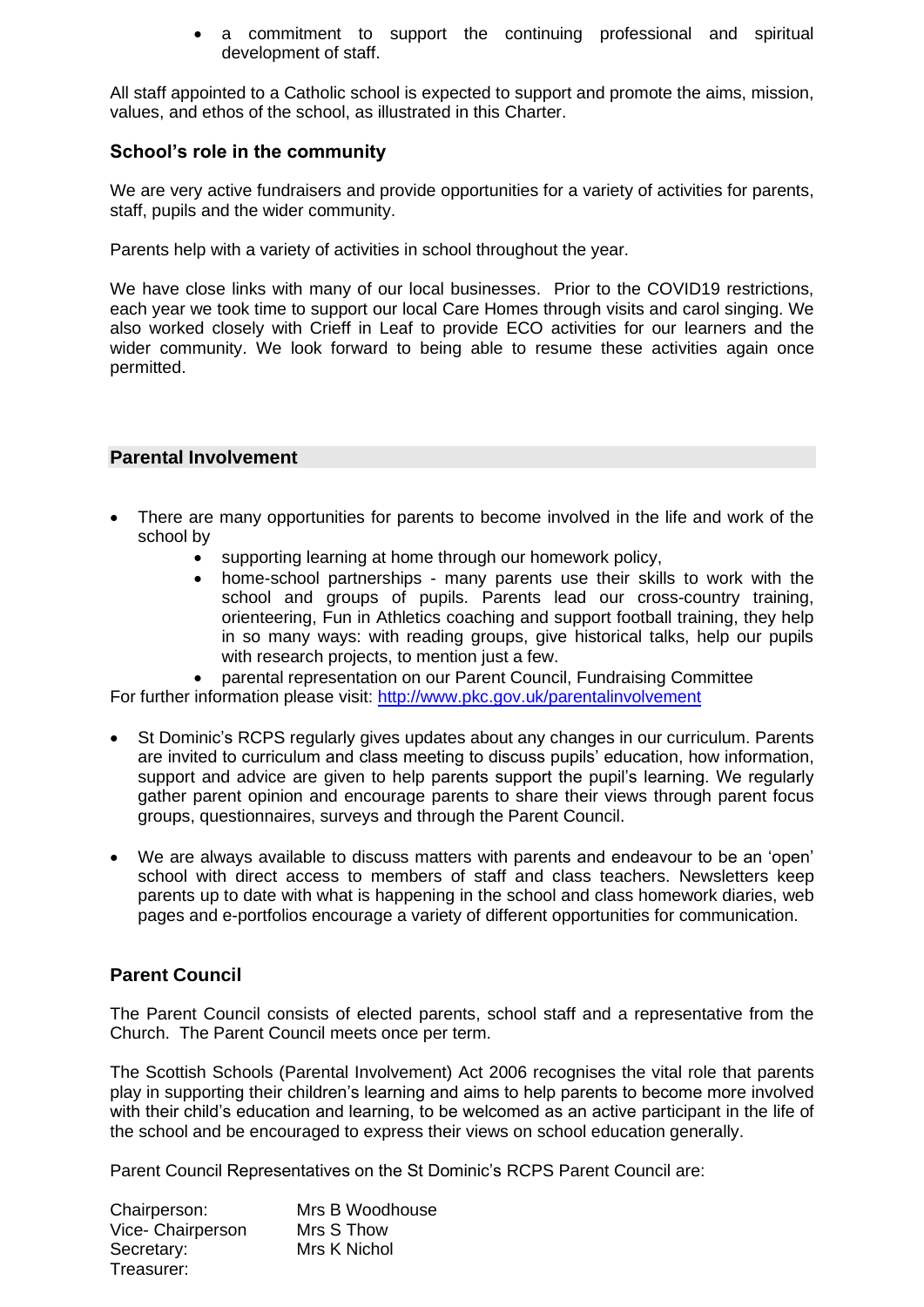- a commitment to support the continuing professional and spiritual development of staff.

All staff appointed to a Catholic school is expected to support and promote the aims, mission, values, and ethos of the school, as illustrated in this Charter.

### School's role in the community

We are very active fundraisers and provide opportunities for a variety of activities for parents, staff, pupils and the wider community.

Parents help with a variety of activities in school throughout the year.

We have close links with many of our local businesses. Prior to the COVID19 restrictions, each year we took time to support our local Care Homes through visits and carol singing. We also worked closely with Crieff in Leaf to provide ECO activities for our learners and the wider community. We look forward to being able to resume these activities again once permitted.

## Parental Involvement

- There are many opportunities for parents to become involved in the life and work of the school by
  - supporting learning at home through our homework policy,
  - home-school partnerships - many parents use their skills to work with the school and groups of pupils. Parents lead our cross-country training, orienteering, Fun in Athletics coaching and support football training, they help in so many ways: with reading groups, give historical talks, help our pupils with research projects, to mention just a few.
  - parental representation on our Parent Council, Fundraising Committee

For further information please visit: http://www.pkc.gov.uk/parentalinvolvement

- St Dominic's RCPS regularly gives updates about any changes in our curriculum. Parents are invited to curriculum and class meeting to discuss pupils' education, how information, support and advice are given to help parents support the pupil's learning. We regularly gather parent opinion and encourage parents to share their views through parent focus groups, questionnaires, surveys and through the Parent Council.

- We are always available to discuss matters with parents and endeavour to be an 'open' school with direct access to members of staff and class teachers. Newsletters keep parents up to date with what is happening in the school and class homework diaries, web pages and e-portfolios encourage a variety of different opportunities for communication.

### Parent Council

The Parent Council consists of elected parents, school staff and a representative from the Church. The Parent Council meets once per term.

The Scottish Schools (Parental Involvement) Act 2006 recognises the vital role that parents play in supporting their children's learning and aims to help parents to become more involved with their child's education and learning, to be welcomed as an active participant in the life of the school and be encouraged to express their views on school education generally.

Parent Council Representatives on the St Dominic's RCPS Parent Council are:

| | |
|---|---|
| Chairperson: | Mrs B Woodhouse |
| Vice- Chairperson | Mrs S Thow |
| Secretary: | Mrs K Nichol |
| Treasurer: | |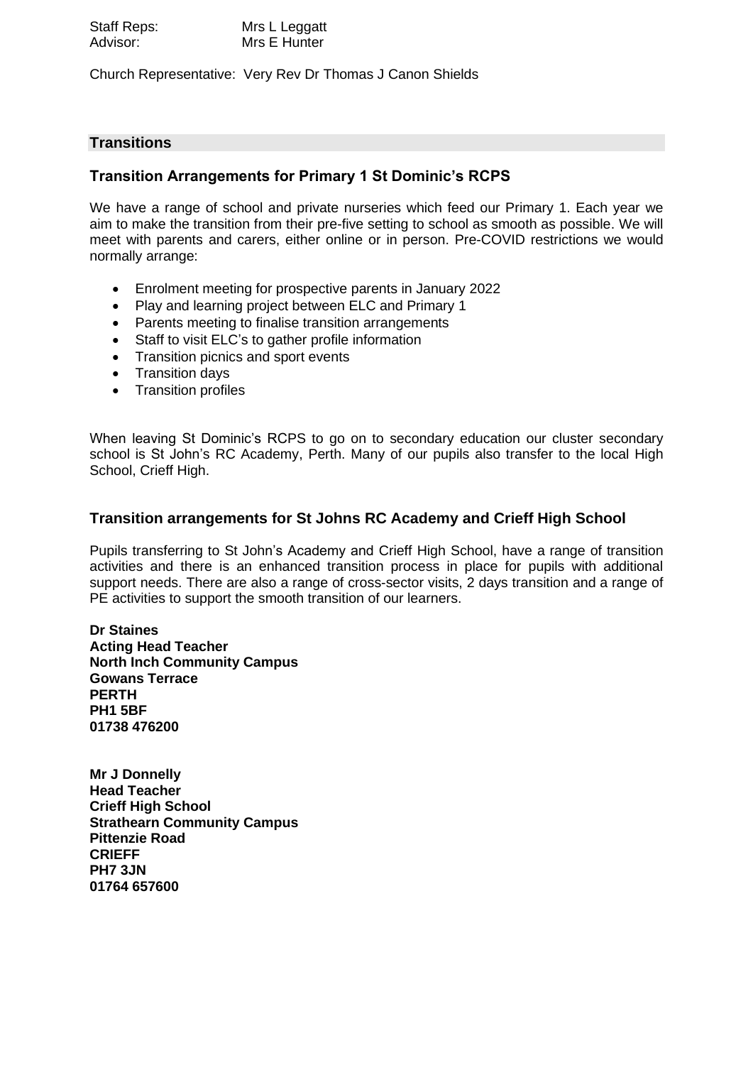Staff Reps: Mrs L Leggatt
Advisor: Mrs E Hunter

Church Representative: Very Rev Dr Thomas J Canon Shields

## Transitions

### Transition Arrangements for Primary 1 St Dominic's RCPS

We have a range of school and private nurseries which feed our Primary 1. Each year we aim to make the transition from their pre-five setting to school as smooth as possible. We will meet with parents and carers, either online or in person. Pre-COVID restrictions we would normally arrange:

- Enrolment meeting for prospective parents in January 2022
- Play and learning project between ELC and Primary 1
- Parents meeting to finalise transition arrangements
- Staff to visit ELC's to gather profile information
- Transition picnics and sport events
- Transition days
- Transition profiles

When leaving St Dominic's RCPS to go on to secondary education our cluster secondary school is St John's RC Academy, Perth. Many of our pupils also transfer to the local High School, Crieff High.

### Transition arrangements for St Johns RC Academy and Crieff High School

Pupils transferring to St John's Academy and Crieff High School, have a range of transition activities and there is an enhanced transition process in place for pupils with additional support needs. There are also a range of cross-sector visits, 2 days transition and a range of PE activities to support the smooth transition of our learners.

**Dr Staines**
**Acting Head Teacher**
**North Inch Community Campus**
**Gowans Terrace**
**PERTH**
**PH1 5BF**
**01738 476200**

**Mr J Donnelly**
**Head Teacher**
**Crieff High School**
**Strathearn Community Campus**
**Pittenzie Road**
**CRIEFF**
**PH7 3JN**
**01764 657600**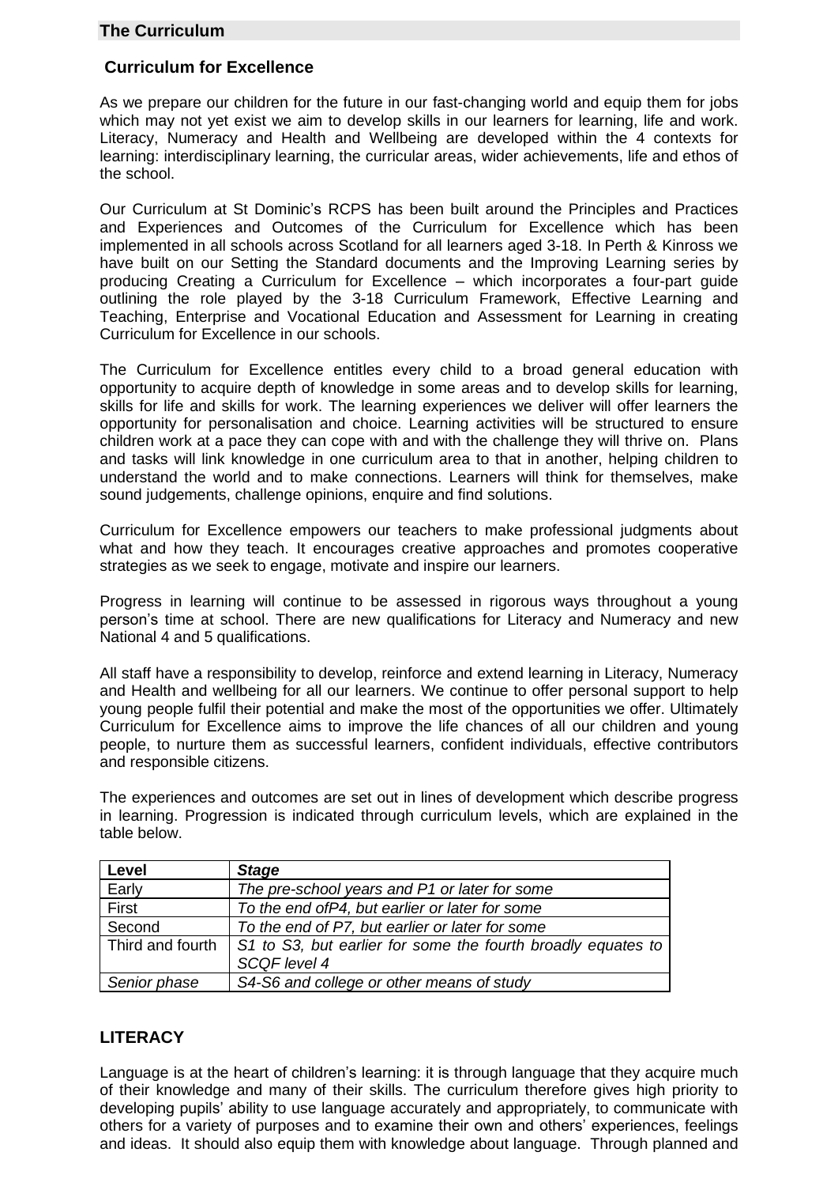## The Curriculum

### Curriculum for Excellence

As we prepare our children for the future in our fast-changing world and equip them for jobs which may not yet exist we aim to develop skills in our learners for learning, life and work. Literacy, Numeracy and Health and Wellbeing are developed within the 4 contexts for learning: interdisciplinary learning, the curricular areas, wider achievements, life and ethos of the school.

Our Curriculum at St Dominic's RCPS has been built around the Principles and Practices and Experiences and Outcomes of the Curriculum for Excellence which has been implemented in all schools across Scotland for all learners aged 3-18. In Perth & Kinross we have built on our Setting the Standard documents and the Improving Learning series by producing Creating a Curriculum for Excellence – which incorporates a four-part guide outlining the role played by the 3-18 Curriculum Framework, Effective Learning and Teaching, Enterprise and Vocational Education and Assessment for Learning in creating Curriculum for Excellence in our schools.

The Curriculum for Excellence entitles every child to a broad general education with opportunity to acquire depth of knowledge in some areas and to develop skills for learning, skills for life and skills for work. The learning experiences we deliver will offer learners the opportunity for personalisation and choice. Learning activities will be structured to ensure children work at a pace they can cope with and with the challenge they will thrive on. Plans and tasks will link knowledge in one curriculum area to that in another, helping children to understand the world and to make connections. Learners will think for themselves, make sound judgements, challenge opinions, enquire and find solutions.

Curriculum for Excellence empowers our teachers to make professional judgments about what and how they teach. It encourages creative approaches and promotes cooperative strategies as we seek to engage, motivate and inspire our learners.

Progress in learning will continue to be assessed in rigorous ways throughout a young person's time at school. There are new qualifications for Literacy and Numeracy and new National 4 and 5 qualifications.

All staff have a responsibility to develop, reinforce and extend learning in Literacy, Numeracy and Health and wellbeing for all our learners. We continue to offer personal support to help young people fulfil their potential and make the most of the opportunities we offer. Ultimately Curriculum for Excellence aims to improve the life chances of all our children and young people, to nurture them as successful learners, confident individuals, effective contributors and responsible citizens.

The experiences and outcomes are set out in lines of development which describe progress in learning. Progression is indicated through curriculum levels, which are explained in the table below.

| **Level** | ***Stage*** |
|---|---|
| Early | *The pre-school years and P1 or later for some* |
| First | *To the end ofP4, but earlier or later for some* |
| Second | *To the end of P7, but earlier or later for some* |
| Third and fourth | *S1 to S3, but earlier for some the fourth broadly equates to SCQF level 4* |
| *Senior phase* | *S4-S6 and college or other means of study* |

## LITERACY

Language is at the heart of children's learning: it is through language that they acquire much of their knowledge and many of their skills. The curriculum therefore gives high priority to developing pupils' ability to use language accurately and appropriately, to communicate with others for a variety of purposes and to examine their own and others' experiences, feelings and ideas. It should also equip them with knowledge about language. Through planned and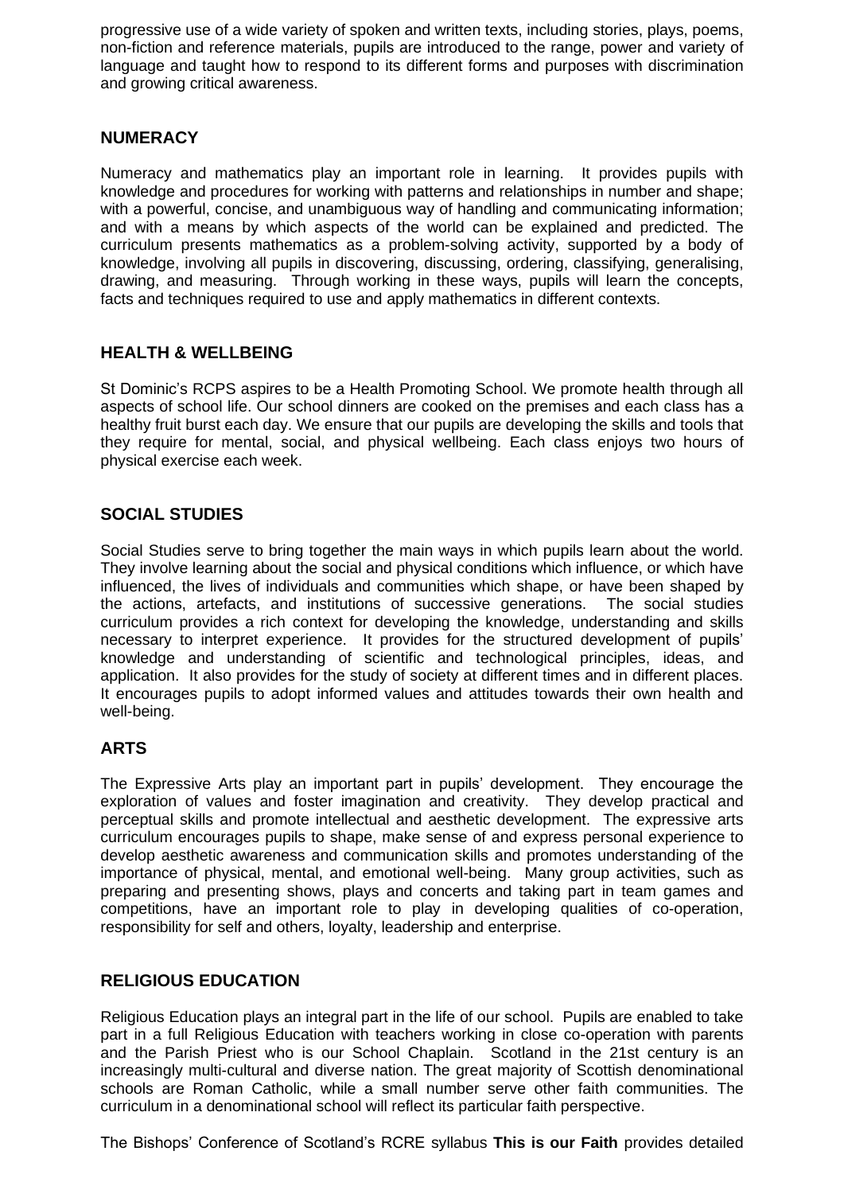progressive use of a wide variety of spoken and written texts, including stories, plays, poems, non-fiction and reference materials, pupils are introduced to the range, power and variety of language and taught how to respond to its different forms and purposes with discrimination and growing critical awareness.

## NUMERACY

Numeracy and mathematics play an important role in learning. It provides pupils with knowledge and procedures for working with patterns and relationships in number and shape; with a powerful, concise, and unambiguous way of handling and communicating information; and with a means by which aspects of the world can be explained and predicted. The curriculum presents mathematics as a problem-solving activity, supported by a body of knowledge, involving all pupils in discovering, discussing, ordering, classifying, generalising, drawing, and measuring. Through working in these ways, pupils will learn the concepts, facts and techniques required to use and apply mathematics in different contexts.

## HEALTH & WELLBEING

St Dominic's RCPS aspires to be a Health Promoting School. We promote health through all aspects of school life. Our school dinners are cooked on the premises and each class has a healthy fruit burst each day. We ensure that our pupils are developing the skills and tools that they require for mental, social, and physical wellbeing. Each class enjoys two hours of physical exercise each week.

## SOCIAL STUDIES

Social Studies serve to bring together the main ways in which pupils learn about the world. They involve learning about the social and physical conditions which influence, or which have influenced, the lives of individuals and communities which shape, or have been shaped by the actions, artefacts, and institutions of successive generations. The social studies curriculum provides a rich context for developing the knowledge, understanding and skills necessary to interpret experience. It provides for the structured development of pupils' knowledge and understanding of scientific and technological principles, ideas, and application. It also provides for the study of society at different times and in different places. It encourages pupils to adopt informed values and attitudes towards their own health and well-being.

## ARTS

The Expressive Arts play an important part in pupils' development. They encourage the exploration of values and foster imagination and creativity. They develop practical and perceptual skills and promote intellectual and aesthetic development. The expressive arts curriculum encourages pupils to shape, make sense of and express personal experience to develop aesthetic awareness and communication skills and promotes understanding of the importance of physical, mental, and emotional well-being. Many group activities, such as preparing and presenting shows, plays and concerts and taking part in team games and competitions, have an important role to play in developing qualities of co-operation, responsibility for self and others, loyalty, leadership and enterprise.

## RELIGIOUS EDUCATION

Religious Education plays an integral part in the life of our school. Pupils are enabled to take part in a full Religious Education with teachers working in close co-operation with parents and the Parish Priest who is our School Chaplain. Scotland in the 21st century is an increasingly multi-cultural and diverse nation. The great majority of Scottish denominational schools are Roman Catholic, while a small number serve other faith communities. The curriculum in a denominational school will reflect its particular faith perspective.

The Bishops' Conference of Scotland's RCRE syllabus **This is our Faith** provides detailed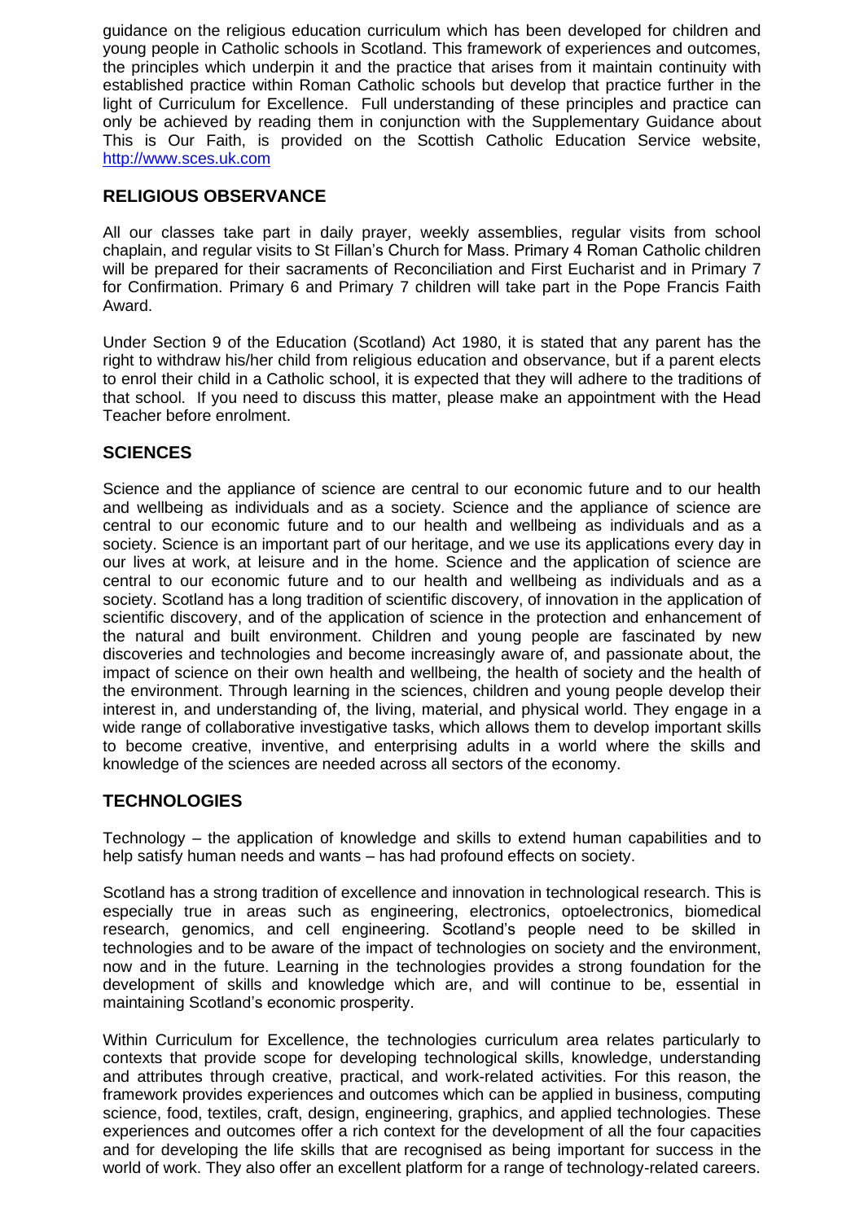guidance on the religious education curriculum which has been developed for children and young people in Catholic schools in Scotland. This framework of experiences and outcomes, the principles which underpin it and the practice that arises from it maintain continuity with established practice within Roman Catholic schools but develop that practice further in the light of Curriculum for Excellence. Full understanding of these principles and practice can only be achieved by reading them in conjunction with the Supplementary Guidance about This is Our Faith, is provided on the Scottish Catholic Education Service website, [http://www.sces.uk.com](http://www.sces.uk.com)

## RELIGIOUS OBSERVANCE

All our classes take part in daily prayer, weekly assemblies, regular visits from school chaplain, and regular visits to St Fillan's Church for Mass. Primary 4 Roman Catholic children will be prepared for their sacraments of Reconciliation and First Eucharist and in Primary 7 for Confirmation. Primary 6 and Primary 7 children will take part in the Pope Francis Faith Award.

Under Section 9 of the Education (Scotland) Act 1980, it is stated that any parent has the right to withdraw his/her child from religious education and observance, but if a parent elects to enrol their child in a Catholic school, it is expected that they will adhere to the traditions of that school. If you need to discuss this matter, please make an appointment with the Head Teacher before enrolment.

## SCIENCES

Science and the appliance of science are central to our economic future and to our health and wellbeing as individuals and as a society. Science and the appliance of science are central to our economic future and to our health and wellbeing as individuals and as a society. Science is an important part of our heritage, and we use its applications every day in our lives at work, at leisure and in the home. Science and the application of science are central to our economic future and to our health and wellbeing as individuals and as a society. Scotland has a long tradition of scientific discovery, of innovation in the application of scientific discovery, and of the application of science in the protection and enhancement of the natural and built environment. Children and young people are fascinated by new discoveries and technologies and become increasingly aware of, and passionate about, the impact of science on their own health and wellbeing, the health of society and the health of the environment. Through learning in the sciences, children and young people develop their interest in, and understanding of, the living, material, and physical world. They engage in a wide range of collaborative investigative tasks, which allows them to develop important skills to become creative, inventive, and enterprising adults in a world where the skills and knowledge of the sciences are needed across all sectors of the economy.

## TECHNOLOGIES

Technology – the application of knowledge and skills to extend human capabilities and to help satisfy human needs and wants – has had profound effects on society.

Scotland has a strong tradition of excellence and innovation in technological research. This is especially true in areas such as engineering, electronics, optoelectronics, biomedical research, genomics, and cell engineering. Scotland's people need to be skilled in technologies and to be aware of the impact of technologies on society and the environment, now and in the future. Learning in the technologies provides a strong foundation for the development of skills and knowledge which are, and will continue to be, essential in maintaining Scotland's economic prosperity.

Within Curriculum for Excellence, the technologies curriculum area relates particularly to contexts that provide scope for developing technological skills, knowledge, understanding and attributes through creative, practical, and work-related activities. For this reason, the framework provides experiences and outcomes which can be applied in business, computing science, food, textiles, craft, design, engineering, graphics, and applied technologies. These experiences and outcomes offer a rich context for the development of all the four capacities and for developing the life skills that are recognised as being important for success in the world of work. They also offer an excellent platform for a range of technology-related careers.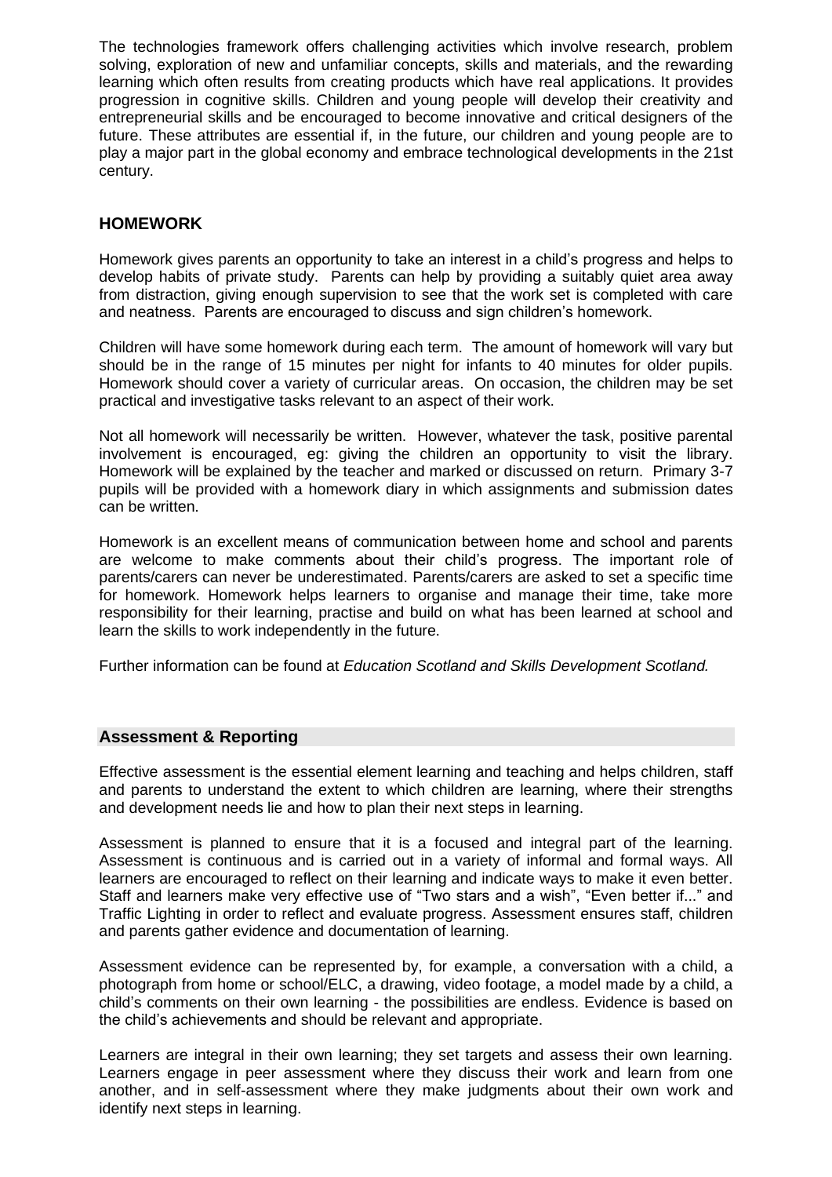The technologies framework offers challenging activities which involve research, problem solving, exploration of new and unfamiliar concepts, skills and materials, and the rewarding learning which often results from creating products which have real applications. It provides progression in cognitive skills. Children and young people will develop their creativity and entrepreneurial skills and be encouraged to become innovative and critical designers of the future. These attributes are essential if, in the future, our children and young people are to play a major part in the global economy and embrace technological developments in the 21st century.

## HOMEWORK

Homework gives parents an opportunity to take an interest in a child's progress and helps to develop habits of private study. Parents can help by providing a suitably quiet area away from distraction, giving enough supervision to see that the work set is completed with care and neatness. Parents are encouraged to discuss and sign children's homework.

Children will have some homework during each term. The amount of homework will vary but should be in the range of 15 minutes per night for infants to 40 minutes for older pupils. Homework should cover a variety of curricular areas. On occasion, the children may be set practical and investigative tasks relevant to an aspect of their work.

Not all homework will necessarily be written. However, whatever the task, positive parental involvement is encouraged, eg: giving the children an opportunity to visit the library. Homework will be explained by the teacher and marked or discussed on return. Primary 3-7 pupils will be provided with a homework diary in which assignments and submission dates can be written.

Homework is an excellent means of communication between home and school and parents are welcome to make comments about their child's progress. The important role of parents/carers can never be underestimated. Parents/carers are asked to set a specific time for homework. Homework helps learners to organise and manage their time, take more responsibility for their learning, practise and build on what has been learned at school and learn the skills to work independently in the future.

Further information can be found at *Education Scotland and Skills Development Scotland.*

## Assessment & Reporting

Effective assessment is the essential element learning and teaching and helps children, staff and parents to understand the extent to which children are learning, where their strengths and development needs lie and how to plan their next steps in learning.

Assessment is planned to ensure that it is a focused and integral part of the learning. Assessment is continuous and is carried out in a variety of informal and formal ways. All learners are encouraged to reflect on their learning and indicate ways to make it even better. Staff and learners make very effective use of "Two stars and a wish", "Even better if..." and Traffic Lighting in order to reflect and evaluate progress. Assessment ensures staff, children and parents gather evidence and documentation of learning.

Assessment evidence can be represented by, for example, a conversation with a child, a photograph from home or school/ELC, a drawing, video footage, a model made by a child, a child's comments on their own learning - the possibilities are endless. Evidence is based on the child's achievements and should be relevant and appropriate.

Learners are integral in their own learning; they set targets and assess their own learning. Learners engage in peer assessment where they discuss their work and learn from one another, and in self-assessment where they make judgments about their own work and identify next steps in learning.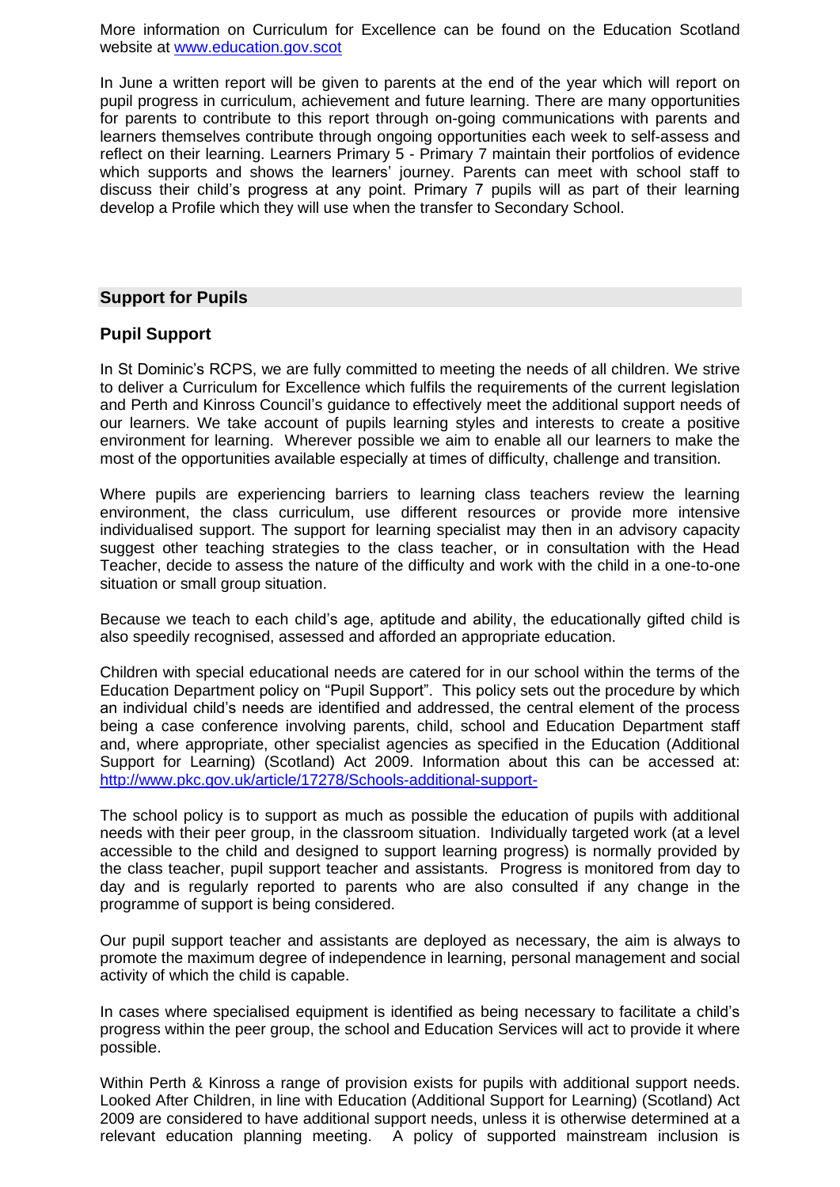More information on Curriculum for Excellence can be found on the Education Scotland website at [www.education.gov.scot](http://www.education.gov.scot)

In June a written report will be given to parents at the end of the year which will report on pupil progress in curriculum, achievement and future learning. There are many opportunities for parents to contribute to this report through on-going communications with parents and learners themselves contribute through ongoing opportunities each week to self-assess and reflect on their learning. Learners Primary 5 - Primary 7 maintain their portfolios of evidence which supports and shows the learners' journey. Parents can meet with school staff to discuss their child's progress at any point. Primary 7 pupils will as part of their learning develop a Profile which they will use when the transfer to Secondary School.

## Support for Pupils

### Pupil Support

In St Dominic's RCPS, we are fully committed to meeting the needs of all children. We strive to deliver a Curriculum for Excellence which fulfils the requirements of the current legislation and Perth and Kinross Council's guidance to effectively meet the additional support needs of our learners. We take account of pupils learning styles and interests to create a positive environment for learning. Wherever possible we aim to enable all our learners to make the most of the opportunities available especially at times of difficulty, challenge and transition.

Where pupils are experiencing barriers to learning class teachers review the learning environment, the class curriculum, use different resources or provide more intensive individualised support. The support for learning specialist may then in an advisory capacity suggest other teaching strategies to the class teacher, or in consultation with the Head Teacher, decide to assess the nature of the difficulty and work with the child in a one-to-one situation or small group situation.

Because we teach to each child's age, aptitude and ability, the educationally gifted child is also speedily recognised, assessed and afforded an appropriate education.

Children with special educational needs are catered for in our school within the terms of the Education Department policy on "Pupil Support". This policy sets out the procedure by which an individual child's needs are identified and addressed, the central element of the process being a case conference involving parents, child, school and Education Department staff and, where appropriate, other specialist agencies as specified in the Education (Additional Support for Learning) (Scotland) Act 2009. Information about this can be accessed at: [http://www.pkc.gov.uk/article/17278/Schools-additional-support-](http://www.pkc.gov.uk/article/17278/Schools-additional-support-)

The school policy is to support as much as possible the education of pupils with additional needs with their peer group, in the classroom situation. Individually targeted work (at a level accessible to the child and designed to support learning progress) is normally provided by the class teacher, pupil support teacher and assistants. Progress is monitored from day to day and is regularly reported to parents who are also consulted if any change in the programme of support is being considered.

Our pupil support teacher and assistants are deployed as necessary, the aim is always to promote the maximum degree of independence in learning, personal management and social activity of which the child is capable.

In cases where specialised equipment is identified as being necessary to facilitate a child's progress within the peer group, the school and Education Services will act to provide it where possible.

Within Perth & Kinross a range of provision exists for pupils with additional support needs. Looked After Children, in line with Education (Additional Support for Learning) (Scotland) Act 2009 are considered to have additional support needs, unless it is otherwise determined at a relevant education planning meeting. A policy of supported mainstream inclusion is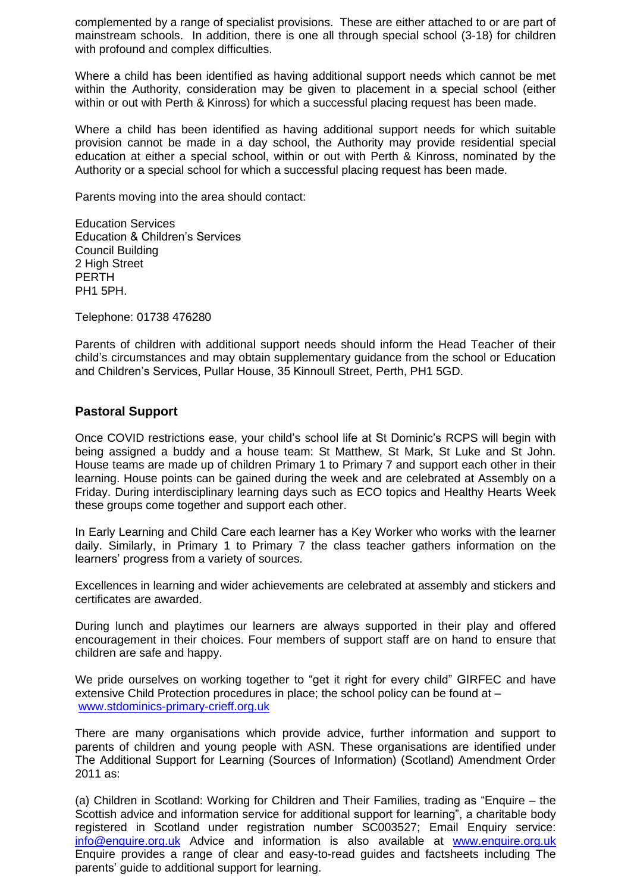complemented by a range of specialist provisions. These are either attached to or are part of mainstream schools. In addition, there is one all through special school (3-18) for children with profound and complex difficulties.

Where a child has been identified as having additional support needs which cannot be met within the Authority, consideration may be given to placement in a special school (either within or out with Perth & Kinross) for which a successful placing request has been made.

Where a child has been identified as having additional support needs for which suitable provision cannot be made in a day school, the Authority may provide residential special education at either a special school, within or out with Perth & Kinross, nominated by the Authority or a special school for which a successful placing request has been made.

Parents moving into the area should contact:

Education Services
Education & Children's Services
Council Building
2 High Street
PERTH
PH1 5PH.

Telephone: 01738 476280

Parents of children with additional support needs should inform the Head Teacher of their child's circumstances and may obtain supplementary guidance from the school or Education and Children's Services, Pullar House, 35 Kinnoull Street, Perth, PH1 5GD.

## Pastoral Support

Once COVID restrictions ease, your child's school life at St Dominic's RCPS will begin with being assigned a buddy and a house team: St Matthew, St Mark, St Luke and St John. House teams are made up of children Primary 1 to Primary 7 and support each other in their learning. House points can be gained during the week and are celebrated at Assembly on a Friday. During interdisciplinary learning days such as ECO topics and Healthy Hearts Week these groups come together and support each other.

In Early Learning and Child Care each learner has a Key Worker who works with the learner daily. Similarly, in Primary 1 to Primary 7 the class teacher gathers information on the learners' progress from a variety of sources.

Excellences in learning and wider achievements are celebrated at assembly and stickers and certificates are awarded.

During lunch and playtimes our learners are always supported in their play and offered encouragement in their choices. Four members of support staff are on hand to ensure that children are safe and happy.

We pride ourselves on working together to "get it right for every child" GIRFEC and have extensive Child Protection procedures in place; the school policy can be found at – www.stdominics-primary-crieff.org.uk

There are many organisations which provide advice, further information and support to parents of children and young people with ASN. These organisations are identified under The Additional Support for Learning (Sources of Information) (Scotland) Amendment Order 2011 as:

(a) Children in Scotland: Working for Children and Their Families, trading as "Enquire – the Scottish advice and information service for additional support for learning", a charitable body registered in Scotland under registration number SC003527; Email Enquiry service: info@enquire.org.uk Advice and information is also available at www.enquire.org.uk Enquire provides a range of clear and easy-to-read guides and factsheets including The parents' guide to additional support for learning.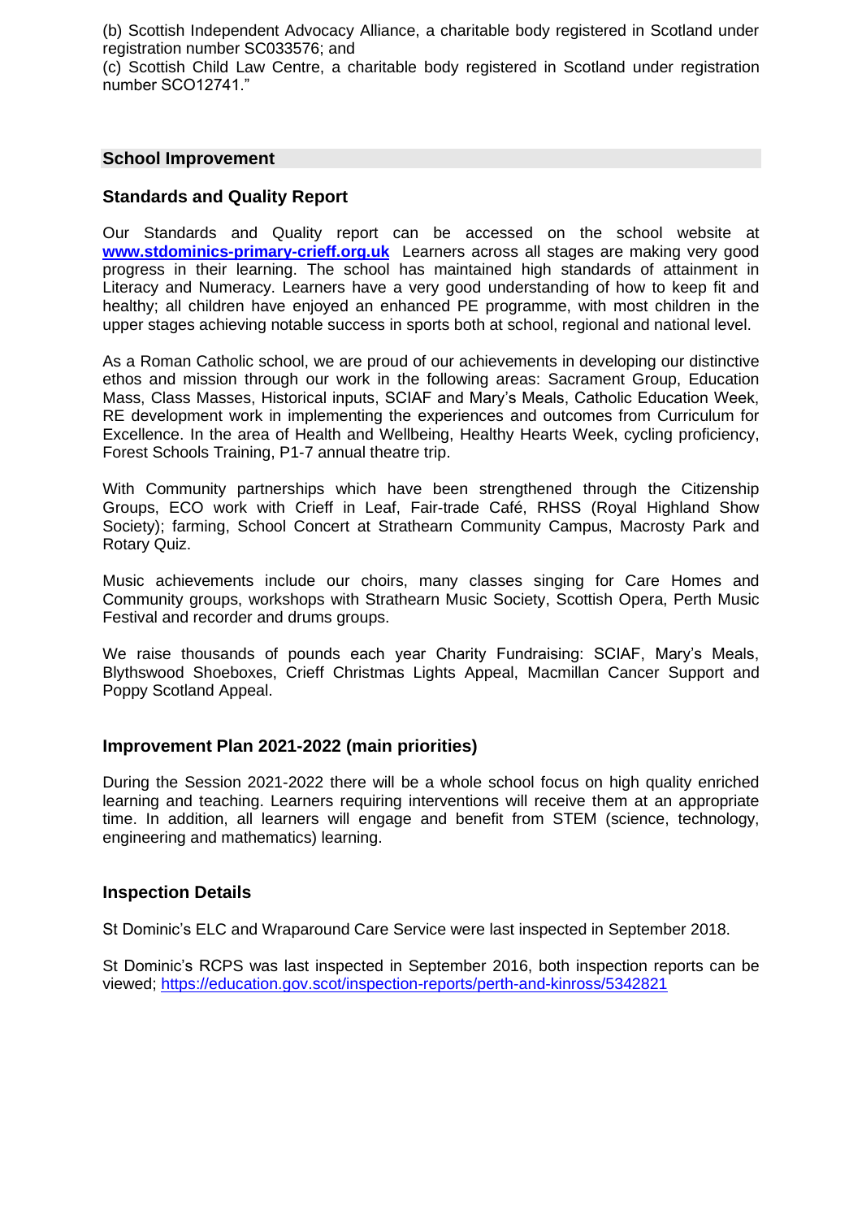(b) Scottish Independent Advocacy Alliance, a charitable body registered in Scotland under registration number SC033576; and
(c) Scottish Child Law Centre, a charitable body registered in Scotland under registration number SCO12741."

## School Improvement

### Standards and Quality Report

Our Standards and Quality report can be accessed on the school website at **[www.stdominics-primary-crieff.org.uk](http://www.stdominics-primary-crieff.org.uk)** Learners across all stages are making very good progress in their learning. The school has maintained high standards of attainment in Literacy and Numeracy. Learners have a very good understanding of how to keep fit and healthy; all children have enjoyed an enhanced PE programme, with most children in the upper stages achieving notable success in sports both at school, regional and national level.

As a Roman Catholic school, we are proud of our achievements in developing our distinctive ethos and mission through our work in the following areas: Sacrament Group, Education Mass, Class Masses, Historical inputs, SCIAF and Mary's Meals, Catholic Education Week, RE development work in implementing the experiences and outcomes from Curriculum for Excellence. In the area of Health and Wellbeing, Healthy Hearts Week, cycling proficiency, Forest Schools Training, P1-7 annual theatre trip.

With Community partnerships which have been strengthened through the Citizenship Groups, ECO work with Crieff in Leaf, Fair-trade Café, RHSS (Royal Highland Show Society); farming, School Concert at Strathearn Community Campus, Macrosty Park and Rotary Quiz.

Music achievements include our choirs, many classes singing for Care Homes and Community groups, workshops with Strathearn Music Society, Scottish Opera, Perth Music Festival and recorder and drums groups.

We raise thousands of pounds each year Charity Fundraising: SCIAF, Mary's Meals, Blythswood Shoeboxes, Crieff Christmas Lights Appeal, Macmillan Cancer Support and Poppy Scotland Appeal.

### Improvement Plan 2021-2022 (main priorities)

During the Session 2021-2022 there will be a whole school focus on high quality enriched learning and teaching. Learners requiring interventions will receive them at an appropriate time. In addition, all learners will engage and benefit from STEM (science, technology, engineering and mathematics) learning.

### Inspection Details

St Dominic's ELC and Wraparound Care Service were last inspected in September 2018.

St Dominic's RCPS was last inspected in September 2016, both inspection reports can be viewed; [https://education.gov.scot/inspection-reports/perth-and-kinross/5342821](https://education.gov.scot/inspection-reports/perth-and-kinross/5342821)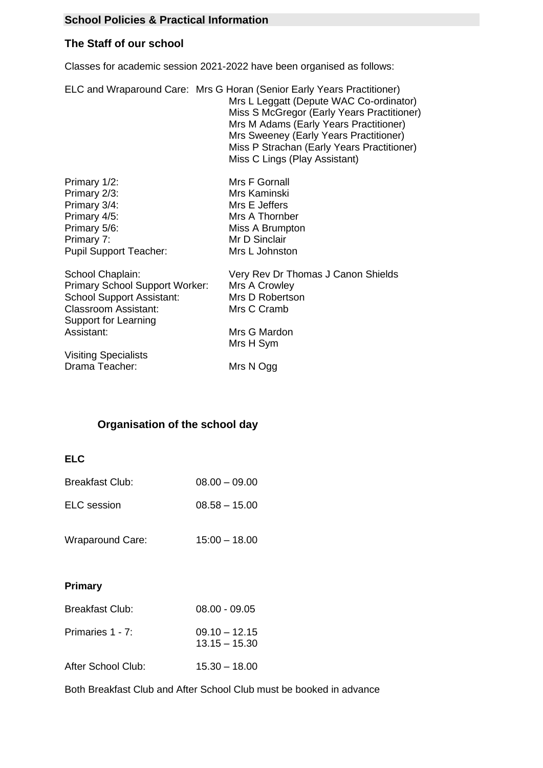## School Policies & Practical Information

### The Staff of our school

Classes for academic session 2021-2022 have been organised as follows:

| | |
|---|---|
| ELC and Wraparound Care: | Mrs G Horan (Senior Early Years Practitioner) |
| | Mrs L Leggatt (Depute WAC Co-ordinator) |
| | Miss S McGregor (Early Years Practitioner) |
| | Mrs M Adams (Early Years Practitioner) |
| | Mrs Sweeney (Early Years Practitioner) |
| | Miss P Strachan (Early Years Practitioner) |
| | Miss C Lings (Play Assistant) |
| Primary 1/2: | Mrs F Gornall |
| Primary 2/3: | Mrs Kaminski |
| Primary 3/4: | Mrs E Jeffers |
| Primary 4/5: | Mrs A Thornber |
| Primary 5/6: | Miss A Brumpton |
| Primary 7: | Mr D Sinclair |
| Pupil Support Teacher: | Mrs L Johnston |
| School Chaplain: | Very Rev Dr Thomas J Canon Shields |
| Primary School Support Worker: | Mrs A Crowley |
| School Support Assistant: | Mrs D Robertson |
| Classroom Assistant: | Mrs C Cramb |
| Support for Learning Assistant: | Mrs G Mardon |
| | Mrs H Sym |
| Visiting Specialists Drama Teacher: | Mrs N Ogg |

### Organisation of the school day

**ELC**

| | |
|---|---|
| Breakfast Club: | 08.00 – 09.00 |
| ELC session | 08.58 – 15.00 |
| Wraparound Care: | 15:00 – 18.00 |

**Primary**

| | |
|---|---|
| Breakfast Club: | 08.00 - 09.05 |
| Primaries 1 - 7: | 09.10 – 12.15<br>13.15 – 15.30 |
| After School Club: | 15.30 – 18.00 |

Both Breakfast Club and After School Club must be booked in advance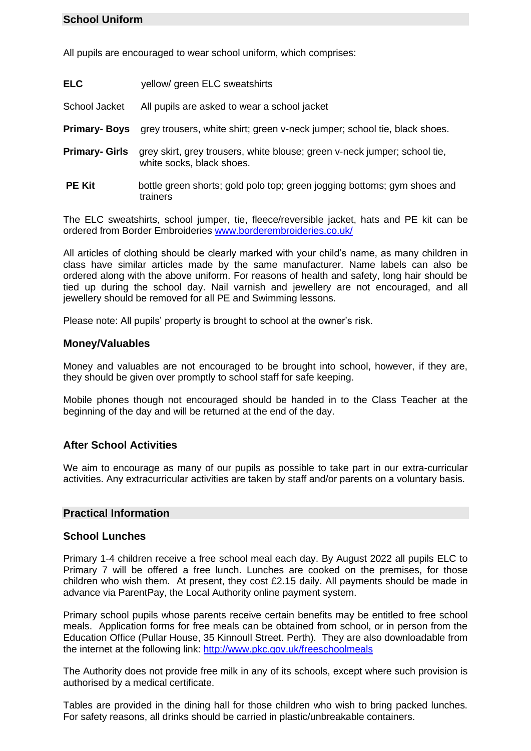## School Uniform

All pupils are encouraged to wear school uniform, which comprises:

| | |
|---|---|
| **ELC** | yellow/ green ELC sweatshirts |
| School Jacket | All pupils are asked to wear a school jacket |
| **Primary- Boys** | grey trousers, white shirt; green v-neck jumper; school tie, black shoes. |
| **Primary- Girls** | grey skirt, grey trousers, white blouse; green v-neck jumper; school tie, white socks, black shoes. |
| **PE Kit** | bottle green shorts; gold polo top; green jogging bottoms; gym shoes and trainers |

The ELC sweatshirts, school jumper, tie, fleece/reversible jacket, hats and PE kit can be ordered from Border Embroideries [www.borderembroideries.co.uk/](www.borderembroideries.co.uk/)

All articles of clothing should be clearly marked with your child's name, as many children in class have similar articles made by the same manufacturer. Name labels can also be ordered along with the above uniform. For reasons of health and safety, long hair should be tied up during the school day. Nail varnish and jewellery are not encouraged, and all jewellery should be removed for all PE and Swimming lessons.

Please note: All pupils' property is brought to school at the owner's risk.

### Money/Valuables

Money and valuables are not encouraged to be brought into school, however, if they are, they should be given over promptly to school staff for safe keeping.

Mobile phones though not encouraged should be handed in to the Class Teacher at the beginning of the day and will be returned at the end of the day.

### After School Activities

We aim to encourage as many of our pupils as possible to take part in our extra-curricular activities. Any extracurricular activities are taken by staff and/or parents on a voluntary basis.

## Practical Information

### School Lunches

Primary 1-4 children receive a free school meal each day. By August 2022 all pupils ELC to Primary 7 will be offered a free lunch. Lunches are cooked on the premises, for those children who wish them. At present, they cost £2.15 daily. All payments should be made in advance via ParentPay, the Local Authority online payment system.

Primary school pupils whose parents receive certain benefits may be entitled to free school meals. Application forms for free meals can be obtained from school, or in person from the Education Office (Pullar House, 35 Kinnoull Street. Perth). They are also downloadable from the internet at the following link: [http://www.pkc.gov.uk/freeschoolmeals](http://www.pkc.gov.uk/freeschoolmeals)

The Authority does not provide free milk in any of its schools, except where such provision is authorised by a medical certificate.

Tables are provided in the dining hall for those children who wish to bring packed lunches. For safety reasons, all drinks should be carried in plastic/unbreakable containers.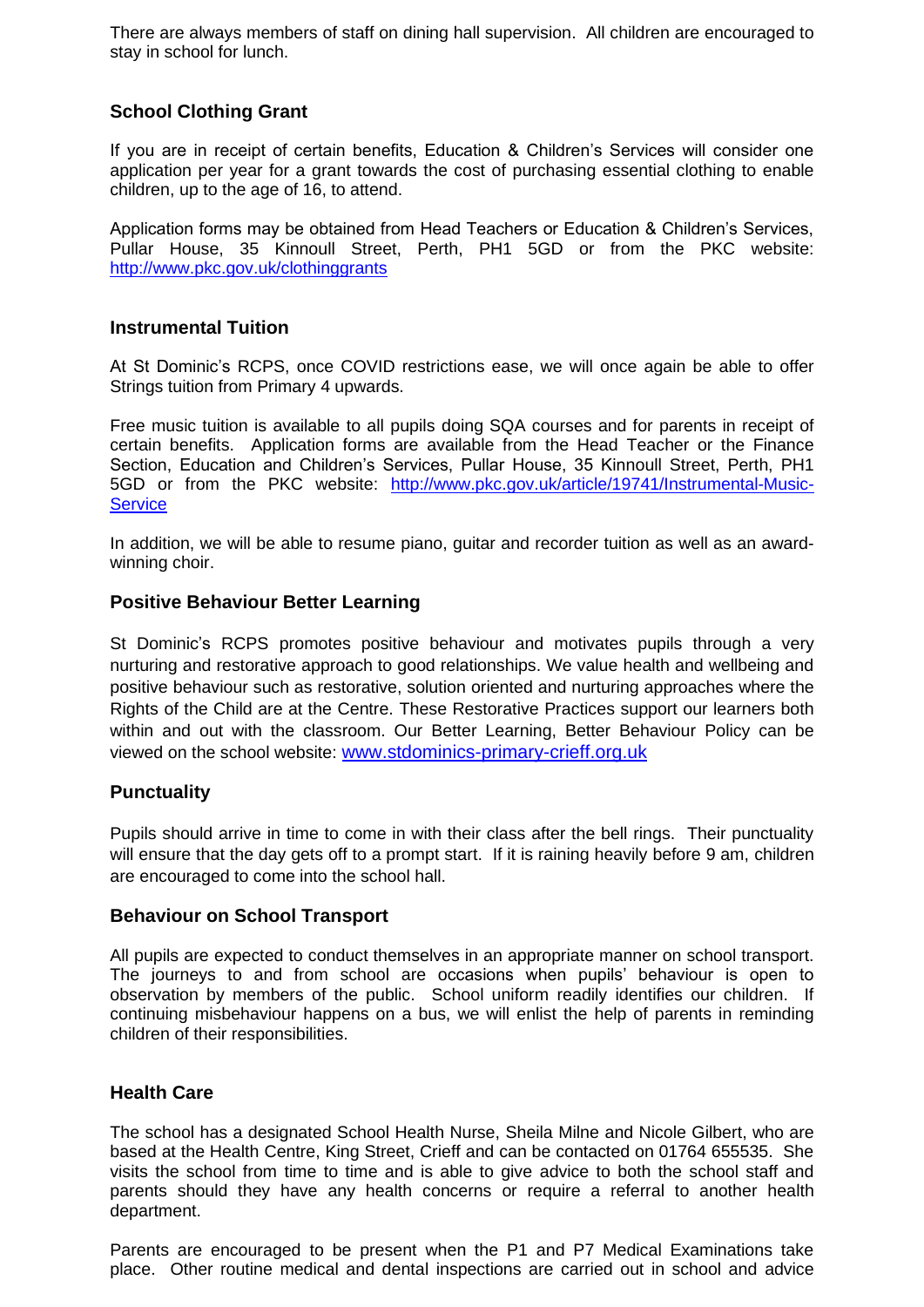There are always members of staff on dining hall supervision. All children are encouraged to stay in school for lunch.

## School Clothing Grant

If you are in receipt of certain benefits, Education & Children's Services will consider one application per year for a grant towards the cost of purchasing essential clothing to enable children, up to the age of 16, to attend.

Application forms may be obtained from Head Teachers or Education & Children's Services, Pullar House, 35 Kinnoull Street, Perth, PH1 5GD or from the PKC website: [http://www.pkc.gov.uk/clothinggrants](http://www.pkc.gov.uk/clothinggrants)

## Instrumental Tuition

At St Dominic's RCPS, once COVID restrictions ease, we will once again be able to offer Strings tuition from Primary 4 upwards.

Free music tuition is available to all pupils doing SQA courses and for parents in receipt of certain benefits. Application forms are available from the Head Teacher or the Finance Section, Education and Children's Services, Pullar House, 35 Kinnoull Street, Perth, PH1 5GD or from the PKC website: [http://www.pkc.gov.uk/article/19741/Instrumental-Music-Service](http://www.pkc.gov.uk/article/19741/Instrumental-Music-Service)

In addition, we will be able to resume piano, guitar and recorder tuition as well as an award-winning choir.

## Positive Behaviour Better Learning

St Dominic's RCPS promotes positive behaviour and motivates pupils through a very nurturing and restorative approach to good relationships. We value health and wellbeing and positive behaviour such as restorative, solution oriented and nurturing approaches where the Rights of the Child are at the Centre. These Restorative Practices support our learners both within and out with the classroom. Our Better Learning, Better Behaviour Policy can be viewed on the school website: [www.stdominics-primary-crieff.org.uk](http://www.stdominics-primary-crieff.org.uk)

## Punctuality

Pupils should arrive in time to come in with their class after the bell rings. Their punctuality will ensure that the day gets off to a prompt start. If it is raining heavily before 9 am, children are encouraged to come into the school hall.

## Behaviour on School Transport

All pupils are expected to conduct themselves in an appropriate manner on school transport. The journeys to and from school are occasions when pupils' behaviour is open to observation by members of the public. School uniform readily identifies our children. If continuing misbehaviour happens on a bus, we will enlist the help of parents in reminding children of their responsibilities.

## Health Care

The school has a designated School Health Nurse, Sheila Milne and Nicole Gilbert, who are based at the Health Centre, King Street, Crieff and can be contacted on 01764 655535. She visits the school from time to time and is able to give advice to both the school staff and parents should they have any health concerns or require a referral to another health department.

Parents are encouraged to be present when the P1 and P7 Medical Examinations take place. Other routine medical and dental inspections are carried out in school and advice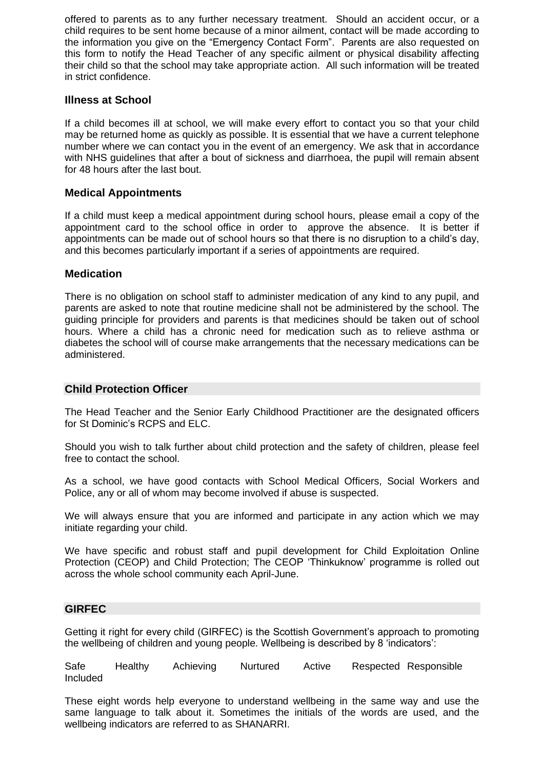offered to parents as to any further necessary treatment. Should an accident occur, or a child requires to be sent home because of a minor ailment, contact will be made according to the information you give on the "Emergency Contact Form". Parents are also requested on this form to notify the Head Teacher of any specific ailment or physical disability affecting their child so that the school may take appropriate action. All such information will be treated in strict confidence.

### Illness at School

If a child becomes ill at school, we will make every effort to contact you so that your child may be returned home as quickly as possible. It is essential that we have a current telephone number where we can contact you in the event of an emergency. We ask that in accordance with NHS guidelines that after a bout of sickness and diarrhoea, the pupil will remain absent for 48 hours after the last bout.

### Medical Appointments

If a child must keep a medical appointment during school hours, please email a copy of the appointment card to the school office in order to approve the absence. It is better if appointments can be made out of school hours so that there is no disruption to a child's day, and this becomes particularly important if a series of appointments are required.

### Medication

There is no obligation on school staff to administer medication of any kind to any pupil, and parents are asked to note that routine medicine shall not be administered by the school. The guiding principle for providers and parents is that medicines should be taken out of school hours. Where a child has a chronic need for medication such as to relieve asthma or diabetes the school will of course make arrangements that the necessary medications can be administered.

## Child Protection Officer

The Head Teacher and the Senior Early Childhood Practitioner are the designated officers for St Dominic's RCPS and ELC.

Should you wish to talk further about child protection and the safety of children, please feel free to contact the school.

As a school, we have good contacts with School Medical Officers, Social Workers and Police, any or all of whom may become involved if abuse is suspected.

We will always ensure that you are informed and participate in any action which we may initiate regarding your child.

We have specific and robust staff and pupil development for Child Exploitation Online Protection (CEOP) and Child Protection; The CEOP 'Thinkuknow' programme is rolled out across the whole school community each April-June.

## GIRFEC

Getting it right for every child (GIRFEC) is the Scottish Government's approach to promoting the wellbeing of children and young people. Wellbeing is described by 8 'indicators':

Safe Healthy Achieving Nurtured Active Respected Responsible Included

These eight words help everyone to understand wellbeing in the same way and use the same language to talk about it. Sometimes the initials of the words are used, and the wellbeing indicators are referred to as SHANARRI.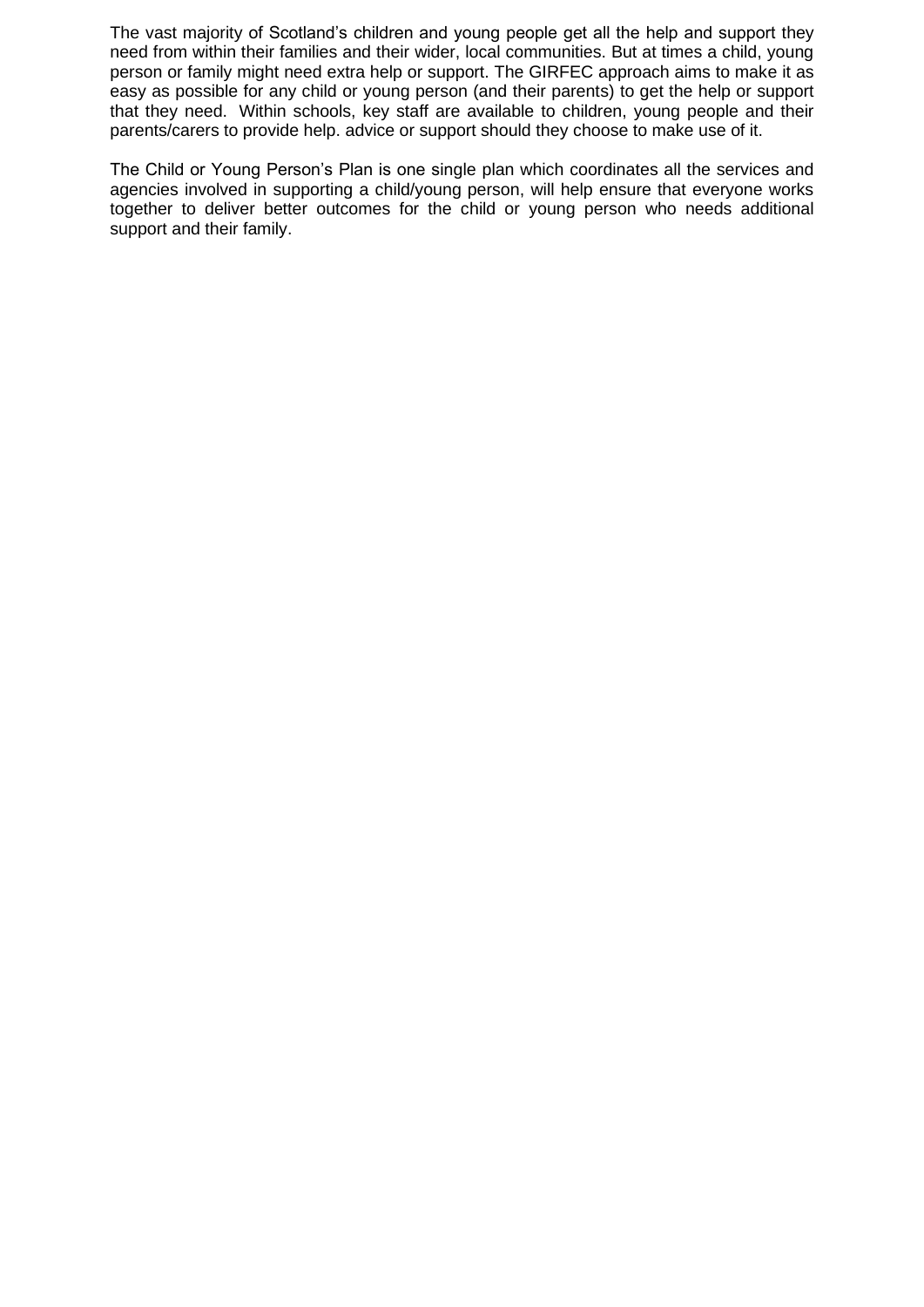The vast majority of Scotland's children and young people get all the help and support they need from within their families and their wider, local communities. But at times a child, young person or family might need extra help or support. The GIRFEC approach aims to make it as easy as possible for any child or young person (and their parents) to get the help or support that they need.  Within schools, key staff are available to children, young people and their parents/carers to provide help. advice or support should they choose to make use of it.

The Child or Young Person's Plan is one single plan which coordinates all the services and agencies involved in supporting a child/young person, will help ensure that everyone works together to deliver better outcomes for the child or young person who needs additional support and their family.